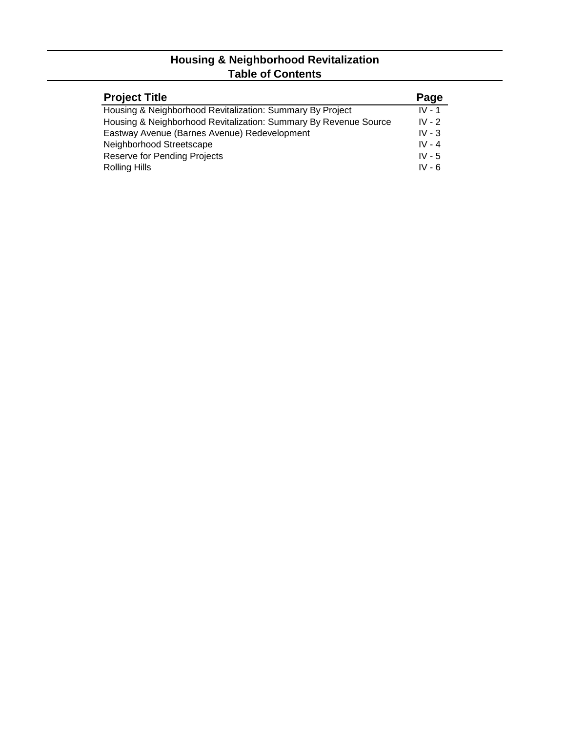# Housing & Neighborhood Revitalization
## Table of Contents

| Project Title | Page |
| --- | --- |
| Housing & Neighborhood Revitalization: Summary By Project | IV - 1 |
| Housing & Neighborhood Revitalization: Summary By Revenue Source | IV - 2 |
| Eastway Avenue (Barnes Avenue) Redevelopment | IV - 3 |
| Neighborhood Streetscape | IV - 4 |
| Reserve for Pending Projects | IV - 5 |
| Rolling Hills | IV - 6 |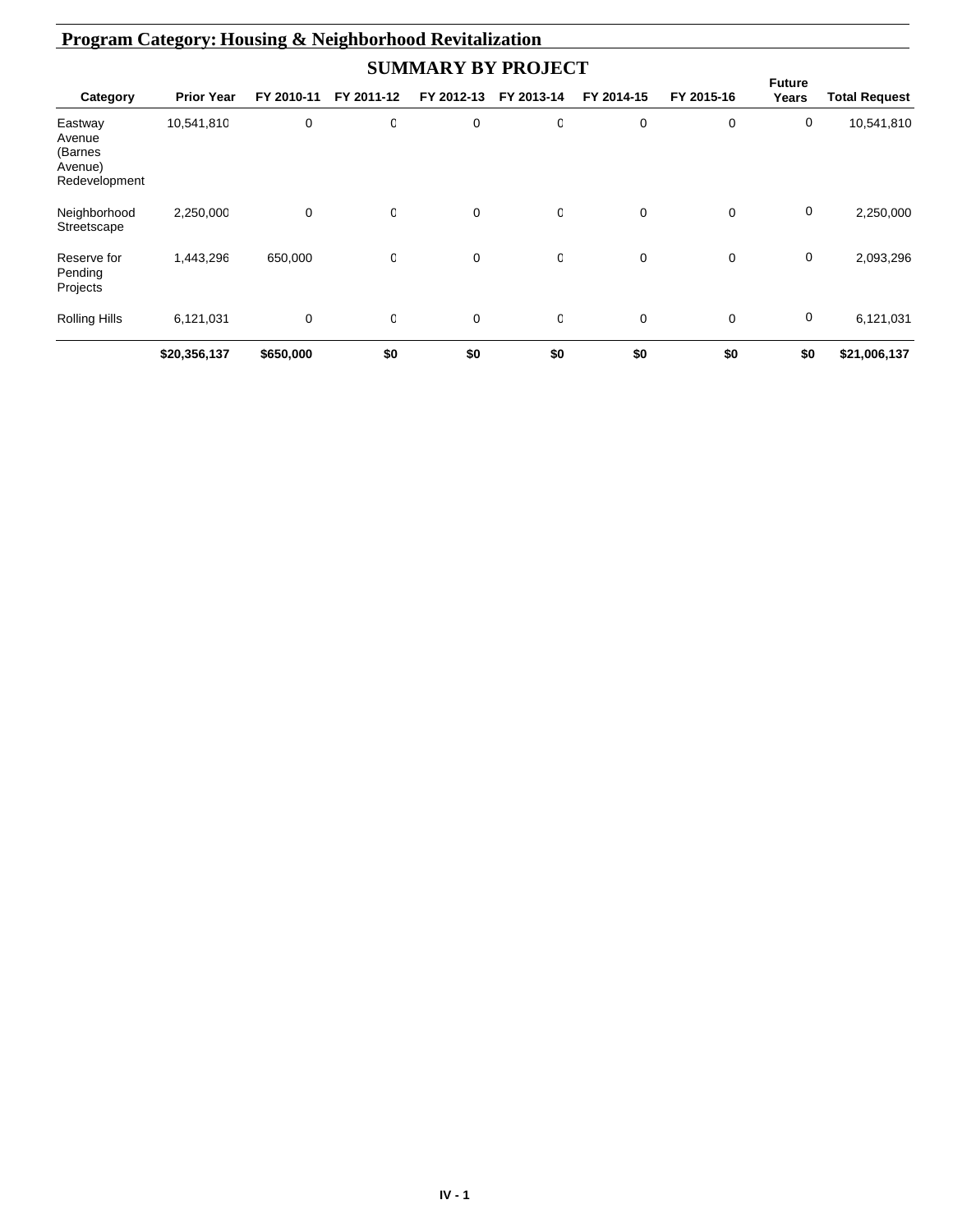## Program Category: Housing & Neighborhood Revitalization

### SUMMARY BY PROJECT

| Category | Prior Year | FY 2010-11 | FY 2011-12 | FY 2012-13 | FY 2013-14 | FY 2014-15 | FY 2015-16 | Future Years | Total Request |
|---|---|---|---|---|---|---|---|---|---|
| Eastway Avenue (Barnes Avenue) Redevelopment | 10,541,810 | 0 | 0 | 0 | 0 | 0 | 0 | 0 | 10,541,810 |
| Neighborhood Streetscape | 2,250,000 | 0 | 0 | 0 | 0 | 0 | 0 | 0 | 2,250,000 |
| Reserve for Pending Projects | 1,443,296 | 650,000 | 0 | 0 | 0 | 0 | 0 | 0 | 2,093,296 |
| Rolling Hills | 6,121,031 | 0 | 0 | 0 | 0 | 0 | 0 | 0 | 6,121,031 |
| | **$20,356,137** | **$650,000** | **$0** | **$0** | **$0** | **$0** | **$0** | **$0** | **$21,006,137** |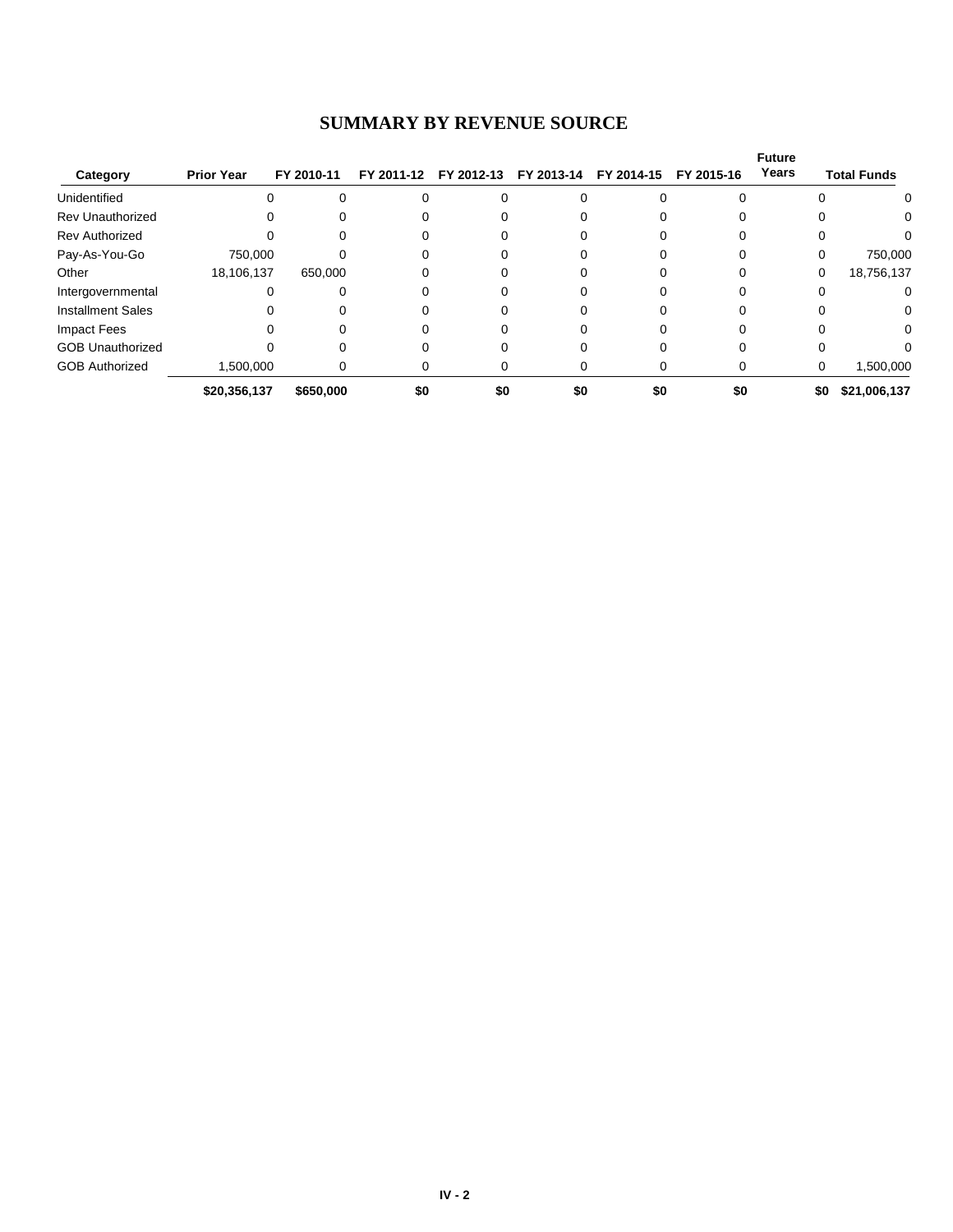## SUMMARY BY REVENUE SOURCE

| Category | Prior Year | FY 2010-11 | FY 2011-12 | FY 2012-13 | FY 2013-14 | FY 2014-15 | FY 2015-16 | Future Years | Total Funds |
|---|---|---|---|---|---|---|---|---|---|
| Unidentified | 0 | 0 | 0 | 0 | 0 | 0 | 0 | 0 | 0 |
| Rev Unauthorized | 0 | 0 | 0 | 0 | 0 | 0 | 0 | 0 | 0 |
| Rev Authorized | 0 | 0 | 0 | 0 | 0 | 0 | 0 | 0 | 0 |
| Pay-As-You-Go | 750,000 | 0 | 0 | 0 | 0 | 0 | 0 | 0 | 750,000 |
| Other | 18,106,137 | 650,000 | 0 | 0 | 0 | 0 | 0 | 0 | 18,756,137 |
| Intergovernmental | 0 | 0 | 0 | 0 | 0 | 0 | 0 | 0 | 0 |
| Installment Sales | 0 | 0 | 0 | 0 | 0 | 0 | 0 | 0 | 0 |
| Impact Fees | 0 | 0 | 0 | 0 | 0 | 0 | 0 | 0 | 0 |
| GOB Unauthorized | 0 | 0 | 0 | 0 | 0 | 0 | 0 | 0 | 0 |
| GOB Authorized | 1,500,000 | 0 | 0 | 0 | 0 | 0 | 0 | 0 | 1,500,000 |
| | **$20,356,137** | **$650,000** | **$0** | **$0** | **$0** | **$0** | **$0** | **$0** | **$21,006,137** |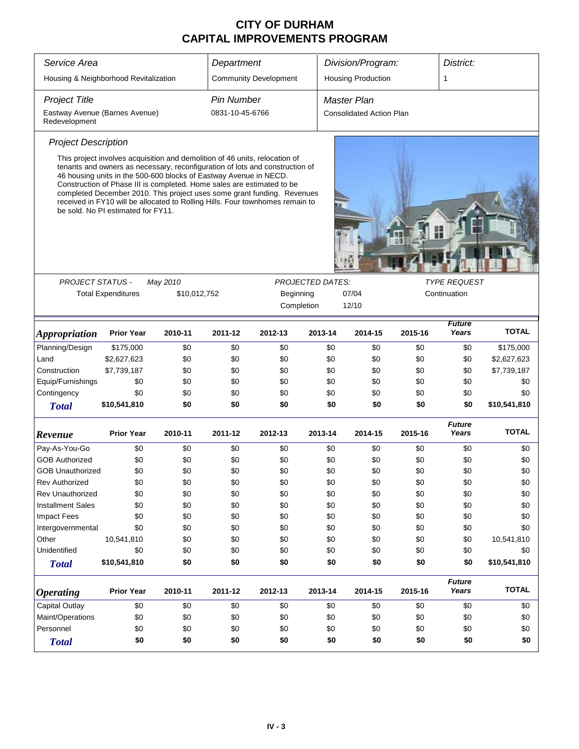# CITY OF DURHAM
# CAPITAL IMPROVEMENTS PROGRAM

| Service Area | Department | Division/Program: | District: |
|---|---|---|---|
| Housing & Neighborhood Revitalization | Community Development | Housing Production | 1 |

| Project Title | Pin Number | Master Plan |
|---|---|---|
| Eastway Avenue (Barnes Avenue) Redevelopment | 0831-10-45-6766 | Consolidated Action Plan |

### Project Description

This project involves acquisition and demolition of 46 units, relocation of tenants and owners as necessary, reconfiguration of lots and construction of 46 housing units in the 500-600 blocks of Eastway Avenue in NECD. Construction of Phase III is completed. Home sales are estimated to be completed December 2010. This project uses some grant funding. Revenues received in FY10 will be allocated to Rolling Hills. Four townhomes remain to be sold. No PI estimated for FY11.

**PROJECT STATUS -** May 2010

Total Expenditures: $10,012,752

**PROJECTED DATES:**
Beginning: 07/04
Completion: 12/10

**TYPE REQUEST:** Continuation

| Appropriation | Prior Year | 2010-11 | 2011-12 | 2012-13 | 2013-14 | 2014-15 | 2015-16 | Future Years | TOTAL |
|---|---|---|---|---|---|---|---|---|---|
| Planning/Design | $175,000 | $0 | $0 | $0 | $0 | $0 | $0 | $0 | $175,000 |
| Land | $2,627,623 | $0 | $0 | $0 | $0 | $0 | $0 | $0 | $2,627,623 |
| Construction | $7,739,187 | $0 | $0 | $0 | $0 | $0 | $0 | $0 | $7,739,187 |
| Equip/Furnishings | $0 | $0 | $0 | $0 | $0 | $0 | $0 | $0 | $0 |
| Contingency | $0 | $0 | $0 | $0 | $0 | $0 | $0 | $0 | $0 |
| **Total** | **$10,541,810** | **$0** | **$0** | **$0** | **$0** | **$0** | **$0** | **$0** | **$10,541,810** |

| Revenue | Prior Year | 2010-11 | 2011-12 | 2012-13 | 2013-14 | 2014-15 | 2015-16 | Future Years | TOTAL |
|---|---|---|---|---|---|---|---|---|---|
| Pay-As-You-Go | $0 | $0 | $0 | $0 | $0 | $0 | $0 | $0 | $0 |
| GOB Authorized | $0 | $0 | $0 | $0 | $0 | $0 | $0 | $0 | $0 |
| GOB Unauthorized | $0 | $0 | $0 | $0 | $0 | $0 | $0 | $0 | $0 |
| Rev Authorized | $0 | $0 | $0 | $0 | $0 | $0 | $0 | $0 | $0 |
| Rev Unauthorized | $0 | $0 | $0 | $0 | $0 | $0 | $0 | $0 | $0 |
| Installment Sales | $0 | $0 | $0 | $0 | $0 | $0 | $0 | $0 | $0 |
| Impact Fees | $0 | $0 | $0 | $0 | $0 | $0 | $0 | $0 | $0 |
| Intergovernmental | $0 | $0 | $0 | $0 | $0 | $0 | $0 | $0 | $0 |
| Other | 10,541,810 | $0 | $0 | $0 | $0 | $0 | $0 | $0 | 10,541,810 |
| Unidentified | $0 | $0 | $0 | $0 | $0 | $0 | $0 | $0 | $0 |
| **Total** | **$10,541,810** | **$0** | **$0** | **$0** | **$0** | **$0** | **$0** | **$0** | **$10,541,810** |

| Operating | Prior Year | 2010-11 | 2011-12 | 2012-13 | 2013-14 | 2014-15 | 2015-16 | Future Years | TOTAL |
|---|---|---|---|---|---|---|---|---|---|
| Capital Outlay | $0 | $0 | $0 | $0 | $0 | $0 | $0 | $0 | $0 |
| Maint/Operations | $0 | $0 | $0 | $0 | $0 | $0 | $0 | $0 | $0 |
| Personnel | $0 | $0 | $0 | $0 | $0 | $0 | $0 | $0 | $0 |
| **Total** | **$0** | **$0** | **$0** | **$0** | **$0** | **$0** | **$0** | **$0** | **$0** |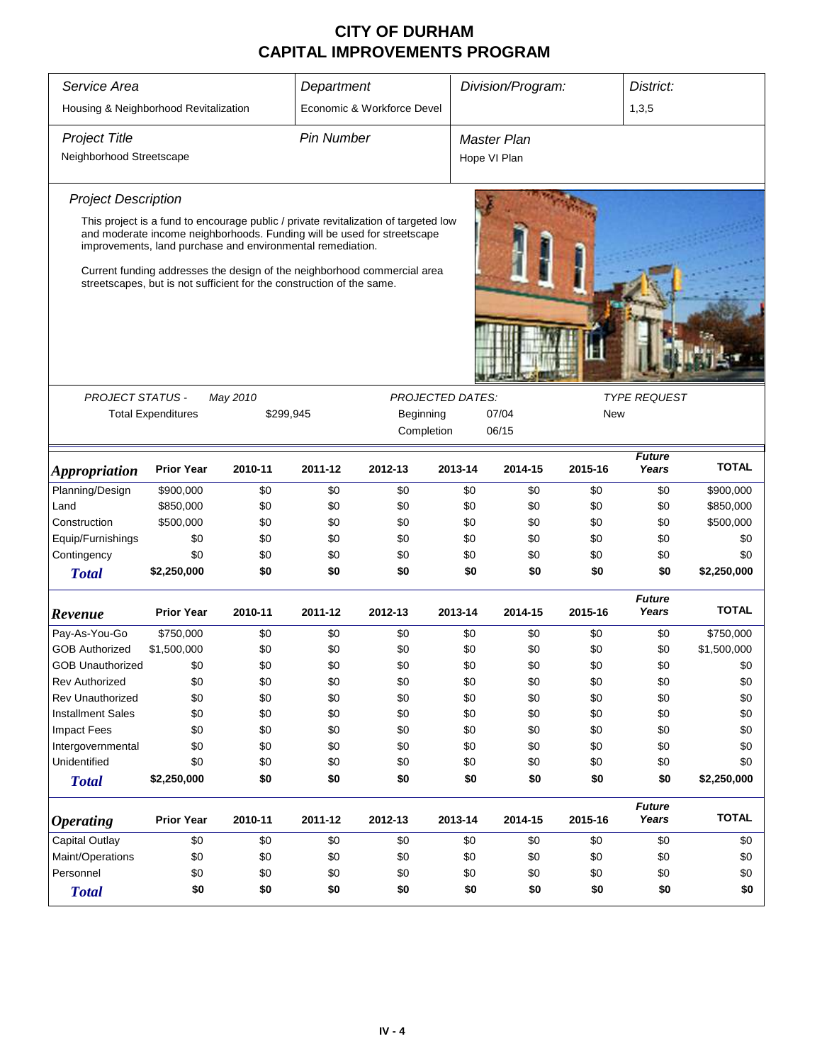# CITY OF DURHAM
# CAPITAL IMPROVEMENTS PROGRAM

| *Service Area* | *Department* | *Division/Program:* | *District:* |
|---|---|---|---|
| Housing & Neighborhood Revitalization | Economic & Workforce Devel | | 1,3,5 |

| *Project Title* | *Pin Number* | *Master Plan* |
|---|---|---|
| Neighborhood Streetscape | | Hope VI Plan |

*Project Description*

This project is a fund to encourage public / private revitalization of targeted low and moderate income neighborhoods. Funding will be used for streetscape improvements, land purchase and environmental remediation.

Current funding addresses the design of the neighborhood commercial area streetscapes, but is not sufficient for the construction of the same.

| *PROJECT STATUS -* | *May 2010* | *PROJECTED DATES:* | | *TYPE REQUEST* |
|---|---|---|---|---|
| Total Expenditures | $299,945 | Beginning | 07/04 | New |
| | | Completion | 06/15 | |

| ***Appropriation*** | **Prior Year** | **2010-11** | **2011-12** | **2012-13** | **2013-14** | **2014-15** | **2015-16** | ***Future Years*** | **TOTAL** |
|---|---|---|---|---|---|---|---|---|---|
| Planning/Design | $900,000 | $0 | $0 | $0 | $0 | $0 | $0 | $0 | $900,000 |
| Land | $850,000 | $0 | $0 | $0 | $0 | $0 | $0 | $0 | $850,000 |
| Construction | $500,000 | $0 | $0 | $0 | $0 | $0 | $0 | $0 | $500,000 |
| Equip/Furnishings | $0 | $0 | $0 | $0 | $0 | $0 | $0 | $0 | $0 |
| Contingency | $0 | $0 | $0 | $0 | $0 | $0 | $0 | $0 | $0 |
| ***Total*** | **$2,250,000** | **$0** | **$0** | **$0** | **$0** | **$0** | **$0** | **$0** | **$2,250,000** |

| ***Revenue*** | **Prior Year** | **2010-11** | **2011-12** | **2012-13** | **2013-14** | **2014-15** | **2015-16** | ***Future Years*** | **TOTAL** |
|---|---|---|---|---|---|---|---|---|---|
| Pay-As-You-Go | $750,000 | $0 | $0 | $0 | $0 | $0 | $0 | $0 | $750,000 |
| GOB Authorized | $1,500,000 | $0 | $0 | $0 | $0 | $0 | $0 | $0 | $1,500,000 |
| GOB Unauthorized | $0 | $0 | $0 | $0 | $0 | $0 | $0 | $0 | $0 |
| Rev Authorized | $0 | $0 | $0 | $0 | $0 | $0 | $0 | $0 | $0 |
| Rev Unauthorized | $0 | $0 | $0 | $0 | $0 | $0 | $0 | $0 | $0 |
| Installment Sales | $0 | $0 | $0 | $0 | $0 | $0 | $0 | $0 | $0 |
| Impact Fees | $0 | $0 | $0 | $0 | $0 | $0 | $0 | $0 | $0 |
| Intergovernmental | $0 | $0 | $0 | $0 | $0 | $0 | $0 | $0 | $0 |
| Unidentified | $0 | $0 | $0 | $0 | $0 | $0 | $0 | $0 | $0 |
| ***Total*** | **$2,250,000** | **$0** | **$0** | **$0** | **$0** | **$0** | **$0** | **$0** | **$2,250,000** |

| ***Operating*** | **Prior Year** | **2010-11** | **2011-12** | **2012-13** | **2013-14** | **2014-15** | **2015-16** | ***Future Years*** | **TOTAL** |
|---|---|---|---|---|---|---|---|---|---|
| Capital Outlay | $0 | $0 | $0 | $0 | $0 | $0 | $0 | $0 | $0 |
| Maint/Operations | $0 | $0 | $0 | $0 | $0 | $0 | $0 | $0 | $0 |
| Personnel | $0 | $0 | $0 | $0 | $0 | $0 | $0 | $0 | $0 |
| ***Total*** | **$0** | **$0** | **$0** | **$0** | **$0** | **$0** | **$0** | **$0** | **$0** |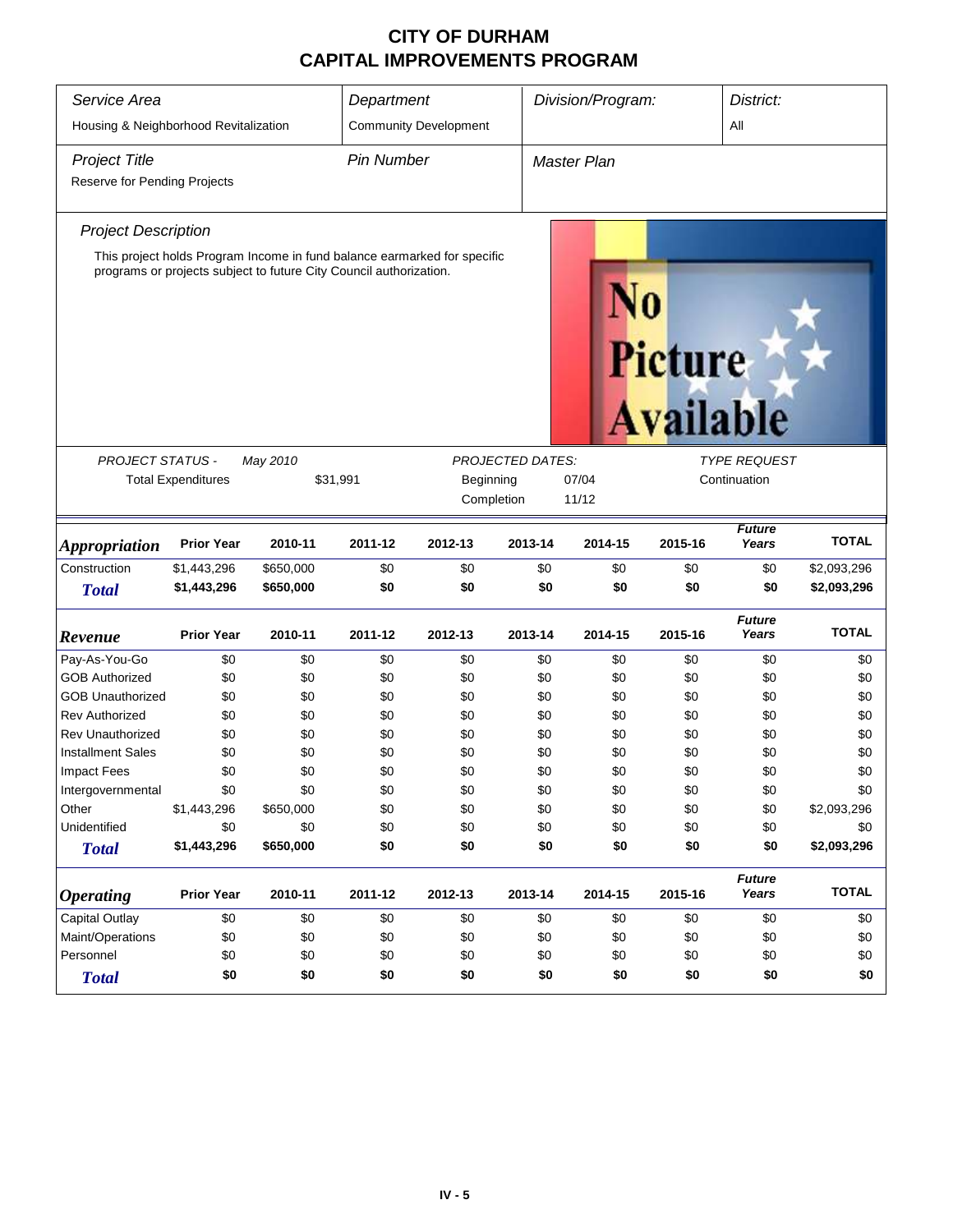# CITY OF DURHAM
## CAPITAL IMPROVEMENTS PROGRAM

| Service Area | Department | Division/Program: | District: |
|---|---|---|---|
| Housing & Neighborhood Revitalization | Community Development | | All |

| Project Title | Pin Number | Master Plan |
|---|---|---|
| Reserve for Pending Projects | | |

### Project Description

This project holds Program Income in fund balance earmarked for specific programs or projects subject to future City Council authorization.

No Picture Available

| PROJECT STATUS - | May 2010 | PROJECTED DATES: | | TYPE REQUEST |
|---|---|---|---|---|
| Total Expenditures | $31,991 | Beginning | 07/04 | Continuation |
| | | Completion | 11/12 | |

| Appropriation | Prior Year | 2010-11 | 2011-12 | 2012-13 | 2013-14 | 2014-15 | 2015-16 | Future Years | TOTAL |
|---|---|---|---|---|---|---|---|---|---|
| Construction | $1,443,296 | $650,000 | $0 | $0 | $0 | $0 | $0 | $0 | $2,093,296 |
| **Total** | **$1,443,296** | **$650,000** | **$0** | **$0** | **$0** | **$0** | **$0** | **$0** | **$2,093,296** |

| Revenue | Prior Year | 2010-11 | 2011-12 | 2012-13 | 2013-14 | 2014-15 | 2015-16 | Future Years | TOTAL |
|---|---|---|---|---|---|---|---|---|---|
| Pay-As-You-Go | $0 | $0 | $0 | $0 | $0 | $0 | $0 | $0 | $0 |
| GOB Authorized | $0 | $0 | $0 | $0 | $0 | $0 | $0 | $0 | $0 |
| GOB Unauthorized | $0 | $0 | $0 | $0 | $0 | $0 | $0 | $0 | $0 |
| Rev Authorized | $0 | $0 | $0 | $0 | $0 | $0 | $0 | $0 | $0 |
| Rev Unauthorized | $0 | $0 | $0 | $0 | $0 | $0 | $0 | $0 | $0 |
| Installment Sales | $0 | $0 | $0 | $0 | $0 | $0 | $0 | $0 | $0 |
| Impact Fees | $0 | $0 | $0 | $0 | $0 | $0 | $0 | $0 | $0 |
| Intergovernmental | $0 | $0 | $0 | $0 | $0 | $0 | $0 | $0 | $0 |
| Other | $1,443,296 | $650,000 | $0 | $0 | $0 | $0 | $0 | $0 | $2,093,296 |
| Unidentified | $0 | $0 | $0 | $0 | $0 | $0 | $0 | $0 | $0 |
| **Total** | **$1,443,296** | **$650,000** | **$0** | **$0** | **$0** | **$0** | **$0** | **$0** | **$2,093,296** |

| Operating | Prior Year | 2010-11 | 2011-12 | 2012-13 | 2013-14 | 2014-15 | 2015-16 | Future Years | TOTAL |
|---|---|---|---|---|---|---|---|---|---|
| Capital Outlay | $0 | $0 | $0 | $0 | $0 | $0 | $0 | $0 | $0 |
| Maint/Operations | $0 | $0 | $0 | $0 | $0 | $0 | $0 | $0 | $0 |
| Personnel | $0 | $0 | $0 | $0 | $0 | $0 | $0 | $0 | $0 |
| **Total** | **$0** | **$0** | **$0** | **$0** | **$0** | **$0** | **$0** | **$0** | **$0** |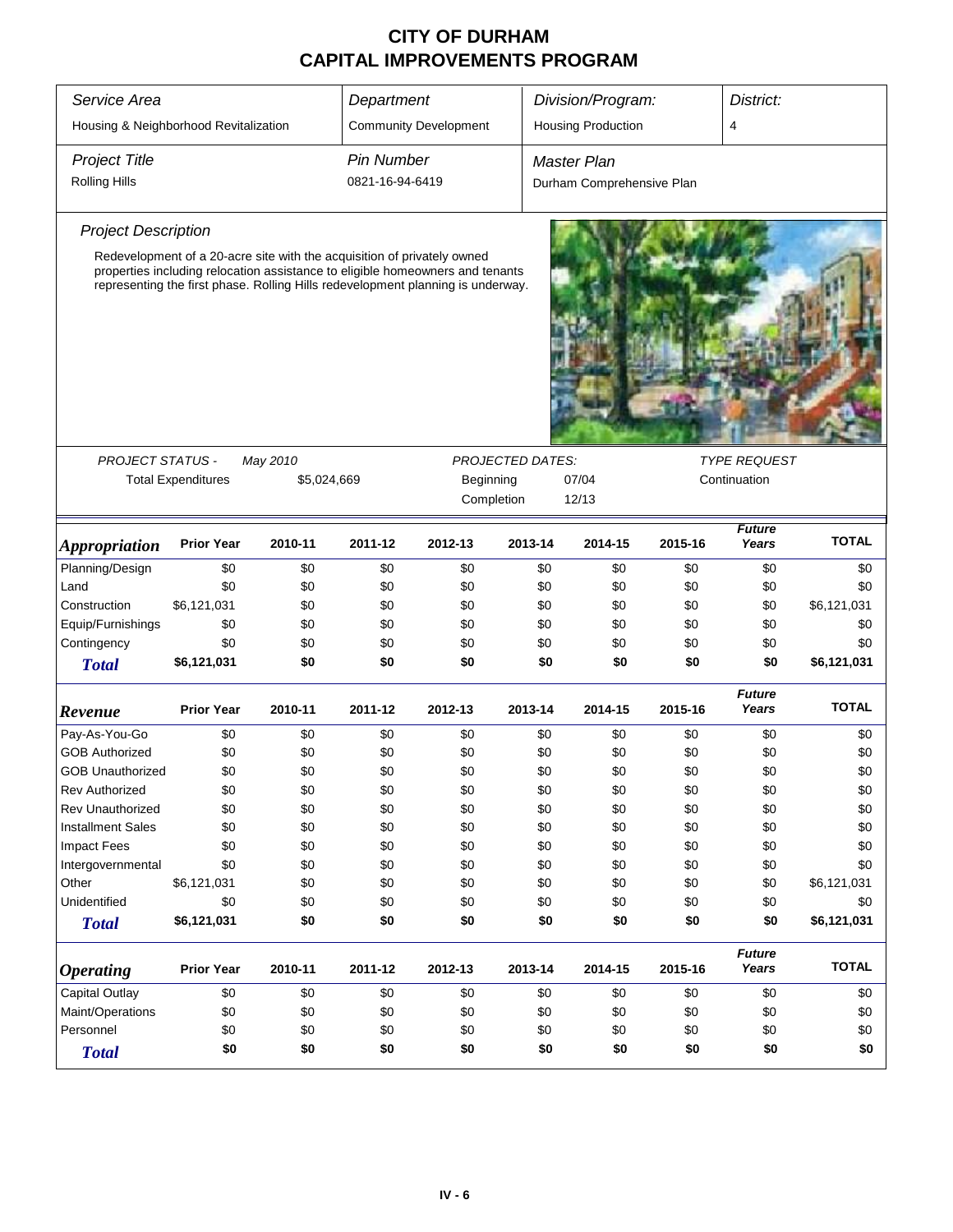# CITY OF DURHAM
# CAPITAL IMPROVEMENTS PROGRAM

| *Service Area* | *Department* | *Division/Program:* | *District:* |
|---|---|---|---|
| Housing & Neighborhood Revitalization | Community Development | Housing Production | 4 |

| *Project Title* | *Pin Number* | *Master Plan* |
|---|---|---|
| Rolling Hills | 0821-16-94-6419 | Durham Comprehensive Plan |

*Project Description*

Redevelopment of a 20-acre site with the acquisition of privately owned properties including relocation assistance to eligible homeowners and tenants representing the first phase. Rolling Hills redevelopment planning is underway.

| *PROJECT STATUS -* | *May 2010* | *PROJECTED DATES:* | | *TYPE REQUEST* |
|---|---|---|---|---|
| Total Expenditures | $5,024,669 | Beginning | 07/04 | Continuation |
| | | Completion | 12/13 | |

| *Appropriation* | Prior Year | 2010-11 | 2011-12 | 2012-13 | 2013-14 | 2014-15 | 2015-16 | *Future Years* | TOTAL |
|---|---|---|---|---|---|---|---|---|---|
| Planning/Design | $0 | $0 | $0 | $0 | $0 | $0 | $0 | $0 | $0 |
| Land | $0 | $0 | $0 | $0 | $0 | $0 | $0 | $0 | $0 |
| Construction | $6,121,031 | $0 | $0 | $0 | $0 | $0 | $0 | $0 | $6,121,031 |
| Equip/Furnishings | $0 | $0 | $0 | $0 | $0 | $0 | $0 | $0 | $0 |
| Contingency | $0 | $0 | $0 | $0 | $0 | $0 | $0 | $0 | $0 |
| **Total** | **$6,121,031** | **$0** | **$0** | **$0** | **$0** | **$0** | **$0** | **$0** | **$6,121,031** |

| *Revenue* | Prior Year | 2010-11 | 2011-12 | 2012-13 | 2013-14 | 2014-15 | 2015-16 | *Future Years* | TOTAL |
|---|---|---|---|---|---|---|---|---|---|
| Pay-As-You-Go | $0 | $0 | $0 | $0 | $0 | $0 | $0 | $0 | $0 |
| GOB Authorized | $0 | $0 | $0 | $0 | $0 | $0 | $0 | $0 | $0 |
| GOB Unauthorized | $0 | $0 | $0 | $0 | $0 | $0 | $0 | $0 | $0 |
| Rev Authorized | $0 | $0 | $0 | $0 | $0 | $0 | $0 | $0 | $0 |
| Rev Unauthorized | $0 | $0 | $0 | $0 | $0 | $0 | $0 | $0 | $0 |
| Installment Sales | $0 | $0 | $0 | $0 | $0 | $0 | $0 | $0 | $0 |
| Impact Fees | $0 | $0 | $0 | $0 | $0 | $0 | $0 | $0 | $0 |
| Intergovernmental | $0 | $0 | $0 | $0 | $0 | $0 | $0 | $0 | $0 |
| Other | $6,121,031 | $0 | $0 | $0 | $0 | $0 | $0 | $0 | $6,121,031 |
| Unidentified | $0 | $0 | $0 | $0 | $0 | $0 | $0 | $0 | $0 |
| **Total** | **$6,121,031** | **$0** | **$0** | **$0** | **$0** | **$0** | **$0** | **$0** | **$6,121,031** |

| *Operating* | Prior Year | 2010-11 | 2011-12 | 2012-13 | 2013-14 | 2014-15 | 2015-16 | *Future Years* | TOTAL |
|---|---|---|---|---|---|---|---|---|---|
| Capital Outlay | $0 | $0 | $0 | $0 | $0 | $0 | $0 | $0 | $0 |
| Maint/Operations | $0 | $0 | $0 | $0 | $0 | $0 | $0 | $0 | $0 |
| Personnel | $0 | $0 | $0 | $0 | $0 | $0 | $0 | $0 | $0 |
| **Total** | **$0** | **$0** | **$0** | **$0** | **$0** | **$0** | **$0** | **$0** | **$0** |